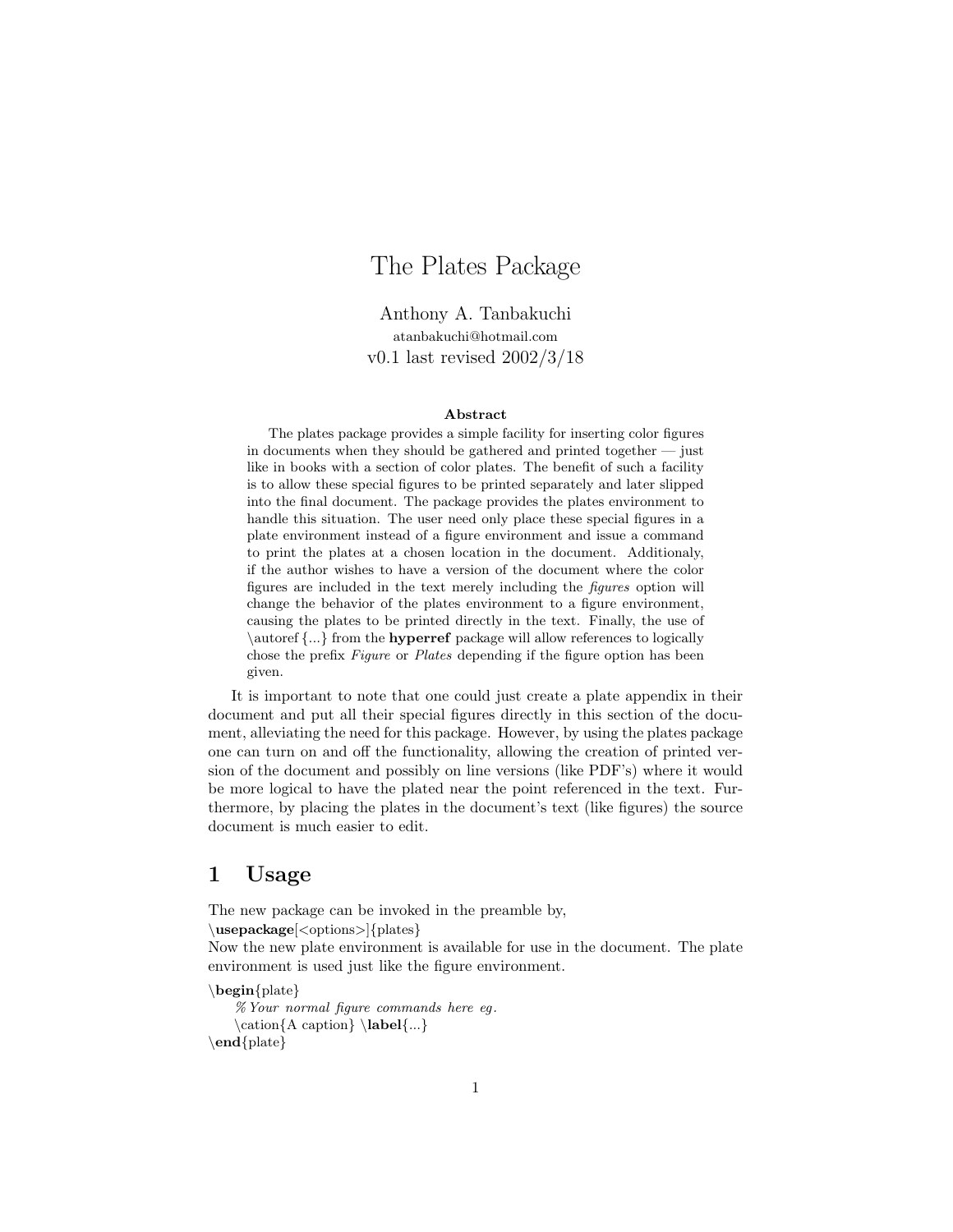# The Plates Package

Anthony A. Tanbakuchi
atanbakuchi@hotmail.com
v0.1 last revised 2002/3/18

**Abstract**

The plates package provides a simple facility for inserting color figures in documents when they should be gathered and printed together — just like in books with a section of color plates. The benefit of such a facility is to allow these special figures to be printed separately and later slipped into the final document. The package provides the plates environment to handle this situation. The user need only place these special figures in a plate environment instead of a figure environment and issue a command to print the plates at a chosen location in the document. Additionaly, if the author wishes to have a version of the document where the color figures are included in the text merely including the *figures* option will change the behavior of the plates environment to a figure environment, causing the plates to be printed directly in the text. Finally, the use of \autoref{...} from the **hyperref** package will allow references to logically chose the prefix *Figure* or *Plates* depending if the figure option has been given.

It is important to note that one could just create a plate appendix in their document and put all their special figures directly in this section of the document, alleviating the need for this package. However, by using the plates package one can turn on and off the functionality, allowing the creation of printed version of the document and possibly on line versions (like PDF's) where it would be more logical to have the plated near the point referenced in the text. Furthermore, by placing the plates in the document's text (like figures) the source document is much easier to edit.

## 1 Usage

The new package can be invoked in the preamble by,

```
\usepackage[<options>]{plates}
```

Now the new plate environment is available for use in the document. The plate environment is used just like the figure environment.

```
\begin{plate}
    % Your normal figure commands here eg.
    \cation{A caption} \label{...}
\end{plate}
```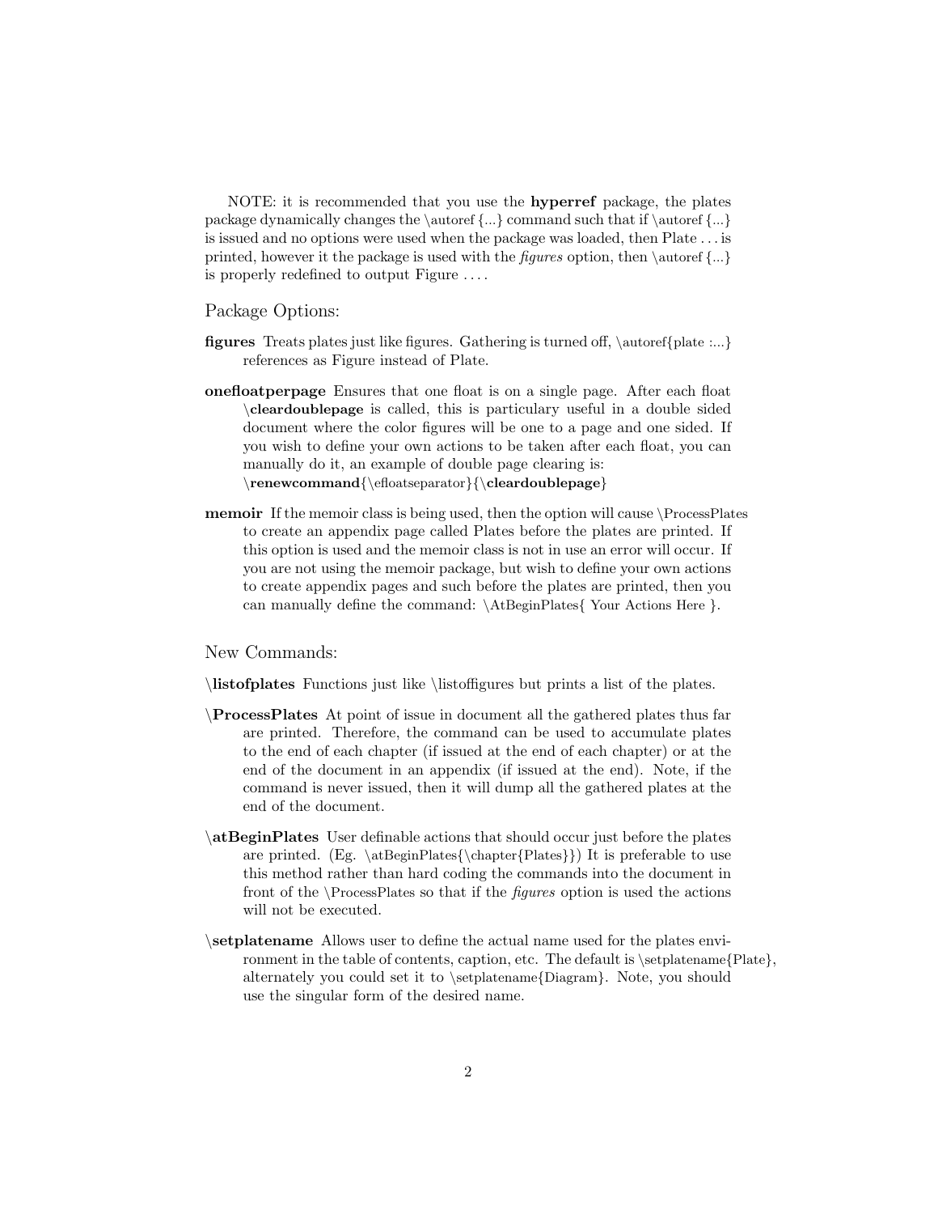NOTE: it is recommended that you use the **hyperref** package, the plates package dynamically changes the \autoref{...} command such that if \autoref{...} is issued and no options were used when the package was loaded, then Plate . . . is printed, however it the package is used with the *figures* option, then \autoref{...} is properly redefined to output Figure . . . .

## Package Options:

**figures** Treats plates just like figures. Gathering is turned off, \autoref{plate :...} references as Figure instead of Plate.

**onefloatperpage** Ensures that one float is on a single page. After each float **\cleardoublepage** is called, this is particulary useful in a double sided document where the color figures will be one to a page and one sided. If you wish to define your own actions to be taken after each float, you can manually do it, an example of double page clearing is: **\renewcommand**{\efloatseparator}{**\cleardoublepage**}

**memoir** If the memoir class is being used, then the option will cause \ProcessPlates to create an appendix page called Plates before the plates are printed. If this option is used and the memoir class is not in use an error will occur. If you are not using the memoir package, but wish to define your own actions to create appendix pages and such before the plates are printed, then you can manually define the command: \AtBeginPlates{ Your Actions Here }.

## New Commands:

**\listofplates** Functions just like \listoffigures but prints a list of the plates.

**\ProcessPlates** At point of issue in document all the gathered plates thus far are printed. Therefore, the command can be used to accumulate plates to the end of each chapter (if issued at the end of each chapter) or at the end of the document in an appendix (if issued at the end). Note, if the command is never issued, then it will dump all the gathered plates at the end of the document.

**\atBeginPlates** User definable actions that should occur just before the plates are printed. (Eg. \atBeginPlates{\chapter{Plates}}) It is preferable to use this method rather than hard coding the commands into the document in front of the \ProcessPlates so that if the *figures* option is used the actions will not be executed.

**\setplatename** Allows user to define the actual name used for the plates environment in the table of contents, caption, etc. The default is \setplatename{Plate}, alternately you could set it to \setplatename{Diagram}. Note, you should use the singular form of the desired name.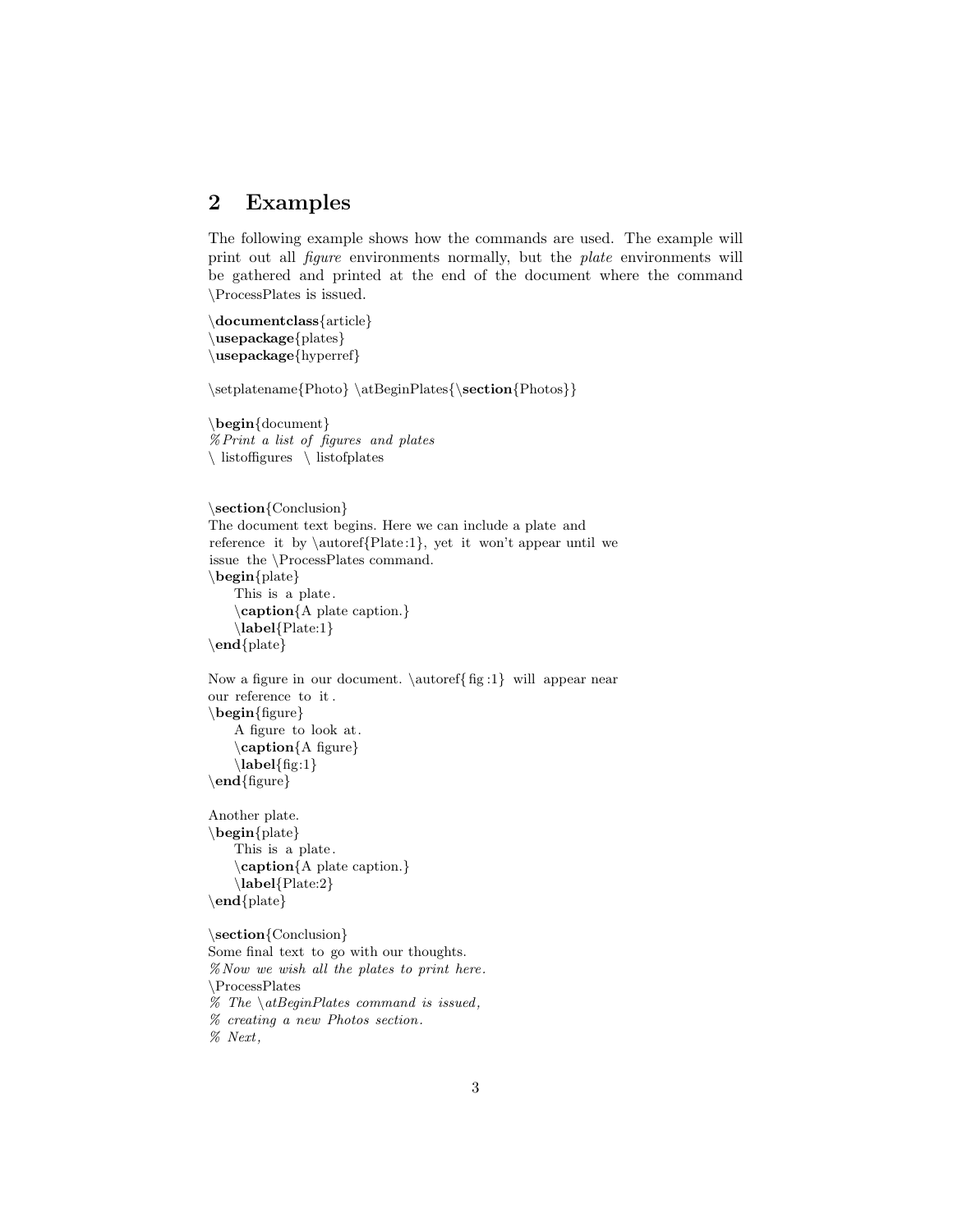## 2 Examples

The following example shows how the commands are used. The example will print out all *figure* environments normally, but the *plate* environments will be gathered and printed at the end of the document where the command \ProcessPlates is issued.

```
\documentclass{article}
\usepackage{plates}
\usepackage{hyperref}

\setplatename{Photo} \atBeginPlates{\section{Photos}}

\begin{document}
% Print a list of figures and plates
\ listoffigures  \ listofplates


\section{Conclusion}
The document text begins. Here we can include a plate and
reference it by \autoref{Plate:1}, yet it won't appear until we
issue the \ProcessPlates command.
\begin{plate}
    This is a plate.
    \caption{A plate caption.}
    \label{Plate:1}
\end{plate}

Now a figure in our document. \autoref{ fig :1} will appear near
our reference to it .
\begin{figure}
    A figure to look at.
    \caption{A figure}
    \label{fig:1}
\end{figure}

Another plate.
\begin{plate}
    This is a plate.
    \caption{A plate caption.}
    \label{Plate:2}
\end{plate}

\section{Conclusion}
Some final text to go with our thoughts.
% Now we wish all the plates to print here.
\ProcessPlates
% The \atBeginPlates command is issued,
% creating a new Photos section.
% Next,
```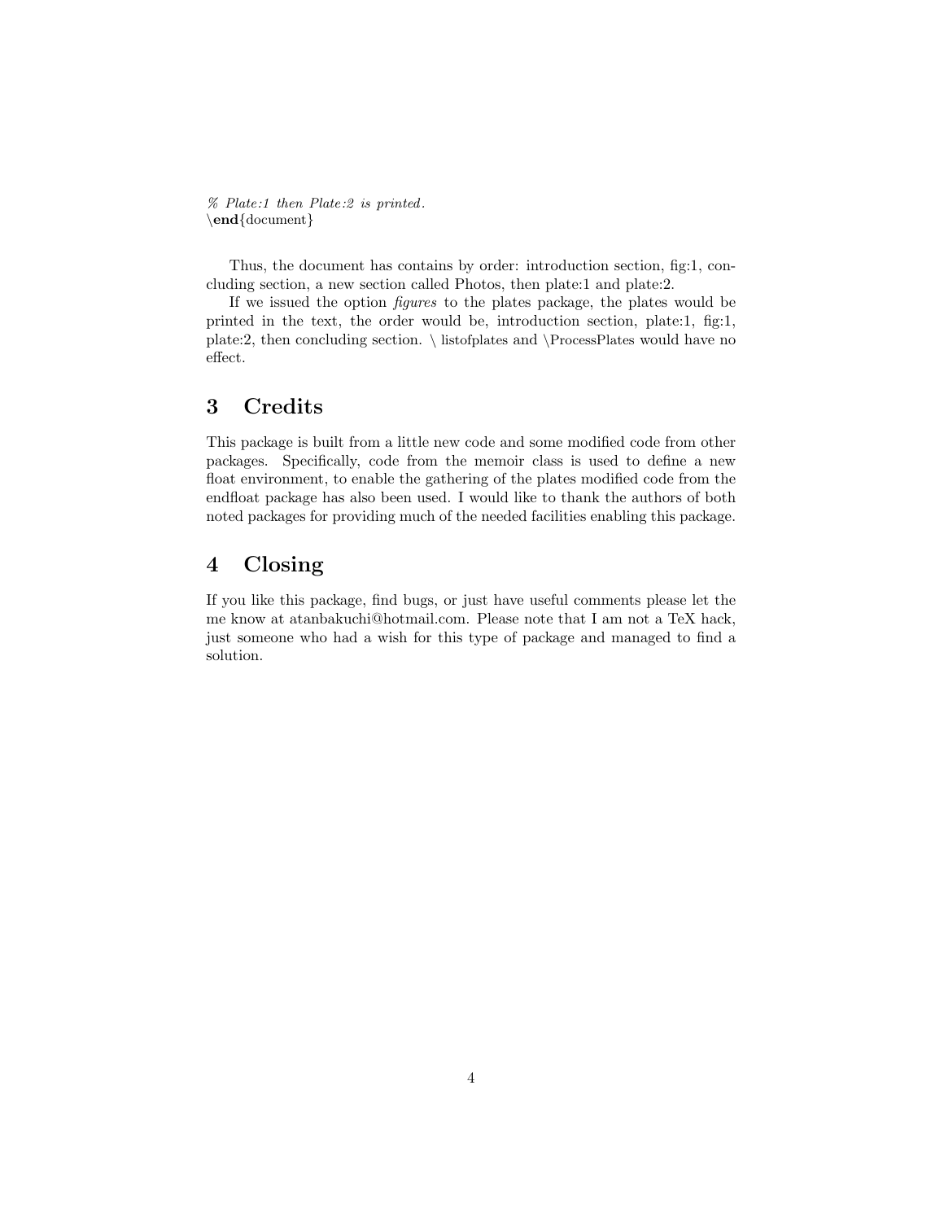```
% Plate:1 then Plate:2 is printed.
\end{document}
```

Thus, the document has contains by order: introduction section, fig:1, concluding section, a new section called Photos, then plate:1 and plate:2.

If we issued the option *figures* to the plates package, the plates would be printed in the text, the order would be, introduction section, plate:1, fig:1, plate:2, then concluding section. \ listofplates and \ProcessPlates would have no effect.

## 3 Credits

This package is built from a little new code and some modified code from other packages. Specifically, code from the memoir class is used to define a new float environment, to enable the gathering of the plates modified code from the endfloat package has also been used. I would like to thank the authors of both noted packages for providing much of the needed facilities enabling this package.

## 4 Closing

If you like this package, find bugs, or just have useful comments please let the me know at atanbakuchi@hotmail.com. Please note that I am not a TeX hack, just someone who had a wish for this type of package and managed to find a solution.